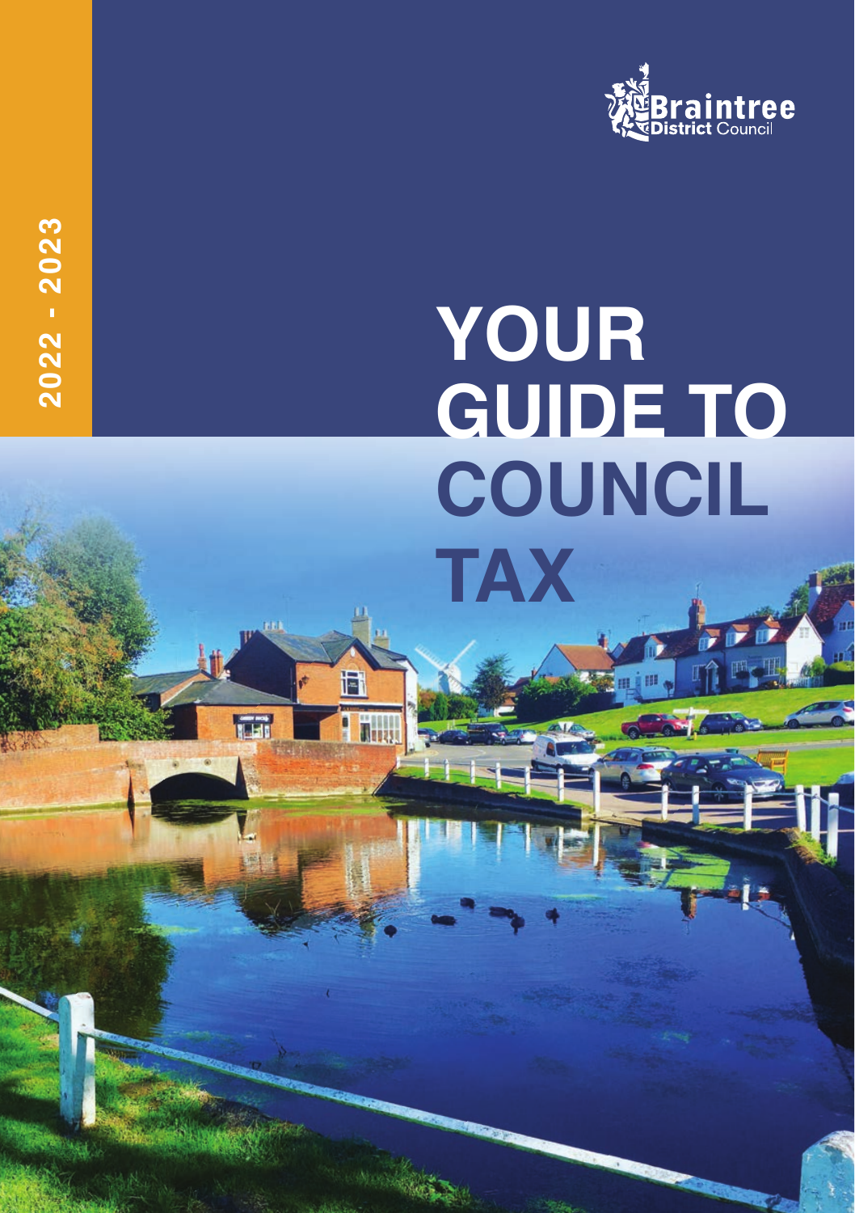Braintree District Council

2022 - 2023

# YOUR GUIDE TO COUNCIL TAX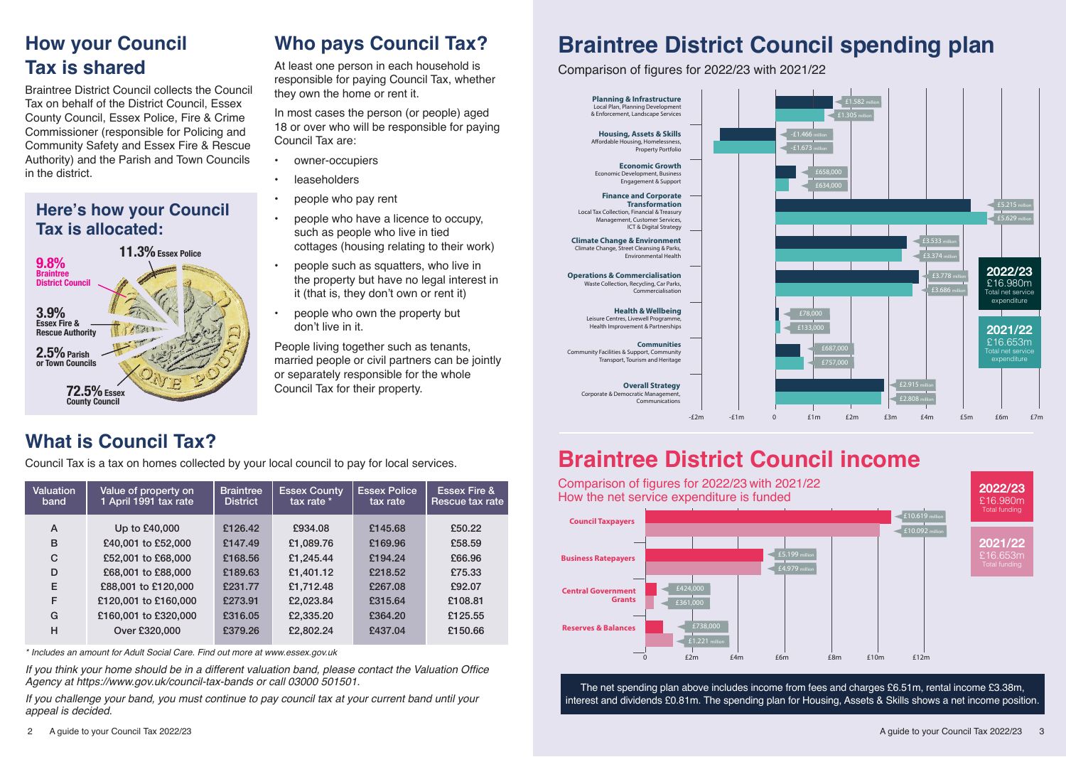## How your Council Tax is shared

Braintree District Council collects the Council Tax on behalf of the District Council, Essex County Council, Essex Police, Fire & Crime Commissioner (responsible for Policing and Community Safety and Essex Fire & Rescue Authority) and the Parish and Town Councils in the district.

### Here's how your Council Tax is allocated:

- 11.3% Essex Police
- 9.8% Braintree District Council
- 3.9% Essex Fire & Rescue Authority
- 2.5% Parish or Town Councils
- 72.5% Essex County Council

## Who pays Council Tax?

At least one person in each household is responsible for paying Council Tax, whether they own the home or rent it.

In most cases the person (or people) aged 18 or over who will be responsible for paying Council Tax are:

- owner-occupiers
- leaseholders
- people who pay rent
- people who have a licence to occupy, such as people who live in tied cottages (housing relating to their work)
- people such as squatters, who live in the property but have no legal interest in it (that is, they don't own or rent it)
- people who own the property but don't live in it.

People living together such as tenants, married people or civil partners can be jointly or separately responsible for the whole Council Tax for their property.

## What is Council Tax?

Council Tax is a tax on homes collected by your local council to pay for local services.

| Valuation band | Value of property on 1 April 1991 tax rate | Braintree District | Essex County tax rate * | Essex Police tax rate | Essex Fire & Rescue tax rate |
|---|---|---|---|---|---|
| A | Up to £40,000 | £126.42 | £934.08 | £145.68 | £50.22 |
| B | £40,001 to £52,000 | £147.49 | £1,089.76 | £169.96 | £58.59 |
| C | £52,001 to £68,000 | £168.56 | £1,245.44 | £194.24 | £66.96 |
| D | £68,001 to £88,000 | £189.63 | £1,401.12 | £218.52 | £75.33 |
| E | £88,001 to £120,000 | £231.77 | £1,712.48 | £267.08 | £92.07 |
| F | £120,001 to £160,000 | £273.91 | £2,023.84 | £315.64 | £108.81 |
| G | £160,001 to £320,000 | £316.05 | £2,335.20 | £364.20 | £125.55 |
| H | Over £320,000 | £379.26 | £2,802.24 | £437.04 | £150.66 |

*\* Includes an amount for Adult Social Care. Find out more at www.essex.gov.uk*

*If you think your home should be in a different valuation band, please contact the Valuation Office Agency at https://www.gov.uk/council-tax-bands or call 03000 501501.*

*If you challenge your band, you must continue to pay council tax at your current band until your appeal is decided.*

## Braintree District Council spending plan

Comparison of figures for 2022/23 with 2021/22

| Service | 2022/23 | 2021/22 |
|---|---|---|
| **Planning & Infrastructure** – Local Plan, Planning Development & Enforcement, Landscape Services | £1.582 million | £1.305 million |
| **Housing, Assets & Skills** – Affordable Housing, Homelessness, Property Portfolio | -£1.466 million | -£1.673 million |
| **Economic Growth** – Economic Development, Business Engagement & Support | £658,000 | £634,000 |
| **Finance and Corporate Transformation** – Local Tax Collection, Financial & Treasury Management, Customer Services, ICT & Digital Strategy | £5.215 million | £5.629 million |
| **Climate Change & Environment** – Climate Change, Street Cleansing & Parks, Environmental Health | £3.533 million | £3.374 million |
| **Operations & Commercialisation** – Waste Collection, Recycling, Car Parks, Commercialisation | £3.778 million | £3.686 million |
| **Health & Wellbeing** – Leisure Centres, Livewell Programme, Health Improvement & Partnerships | £78,000 | £133,000 |
| **Communities** – Community Facilities & Support, Community Transport, Tourism and Heritage | £687,000 | £757,000 |
| **Overall Strategy** – Corporate & Democratic Management, Communications | £2.915 million | £2.808 million |

**2022/23** £16.980m Total net service expenditure

**2021/22** £16.653m Total net service expenditure

## Braintree District Council income

Comparison of figures for 2022/23 with 2021/22
How the net service expenditure is funded

| Source | 2022/23 | 2021/22 |
|---|---|---|
| **Council Taxpayers** | £10.619 million | £10.092 million |
| **Business Ratepayers** | £5.199 million | £4.979 million |
| **Central Government Grants** | £424,000 | £361,000 |
| **Reserves & Balances** | £738,000 | £1.221 million |

**2022/23** £16.980m Total funding

**2021/22** £16.653m Total funding

The net spending plan above includes income from fees and charges £6.51m, rental income £3.38m, interest and dividends £0.81m. The spending plan for Housing, Assets & Skills shows a net income position.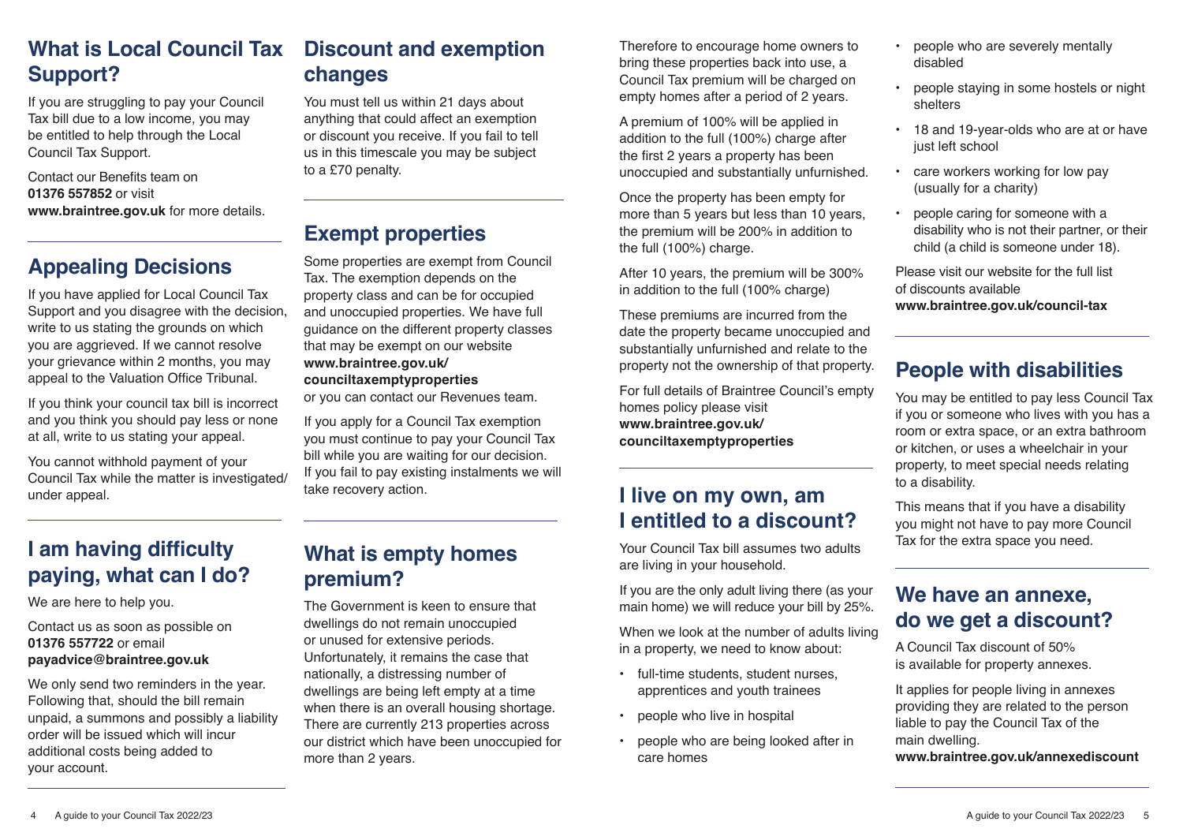## What is Local Council Tax Support?

If you are struggling to pay your Council Tax bill due to a low income, you may be entitled to help through the Local Council Tax Support.

Contact our Benefits team on **01376 557852** or visit **www.braintree.gov.uk** for more details.

## Appealing Decisions

If you have applied for Local Council Tax Support and you disagree with the decision, write to us stating the grounds on which you are aggrieved. If we cannot resolve your grievance within 2 months, you may appeal to the Valuation Office Tribunal.

If you think your council tax bill is incorrect and you think you should pay less or none at all, write to us stating your appeal.

You cannot withhold payment of your Council Tax while the matter is investigated/ under appeal.

## I am having difficulty paying, what can I do?

We are here to help you.

Contact us as soon as possible on **01376 557722** or email **payadvice@braintree.gov.uk**

We only send two reminders in the year. Following that, should the bill remain unpaid, a summons and possibly a liability order will be issued which will incur additional costs being added to your account.

## Discount and exemption changes

You must tell us within 21 days about anything that could affect an exemption or discount you receive. If you fail to tell us in this timescale you may be subject to a £70 penalty.

## Exempt properties

Some properties are exempt from Council Tax. The exemption depends on the property class and can be for occupied and unoccupied properties. We have full guidance on the different property classes that may be exempt on our website **www.braintree.gov.uk/counciltaxemptyproperties** or you can contact our Revenues team.

If you apply for a Council Tax exemption you must continue to pay your Council Tax bill while you are waiting for our decision. If you fail to pay existing instalments we will take recovery action.

## What is empty homes premium?

The Government is keen to ensure that dwellings do not remain unoccupied or unused for extensive periods. Unfortunately, it remains the case that nationally, a distressing number of dwellings are being left empty at a time when there is an overall housing shortage. There are currently 213 properties across our district which have been unoccupied for more than 2 years.

Therefore to encourage home owners to bring these properties back into use, a Council Tax premium will be charged on empty homes after a period of 2 years.

A premium of 100% will be applied in addition to the full (100%) charge after the first 2 years a property has been unoccupied and substantially unfurnished.

Once the property has been empty for more than 5 years but less than 10 years, the premium will be 200% in addition to the full (100%) charge.

After 10 years, the premium will be 300% in addition to the full (100% charge)

These premiums are incurred from the date the property became unoccupied and substantially unfurnished and relate to the property not the ownership of that property.

For full details of Braintree Council's empty homes policy please visit **www.braintree.gov.uk/counciltaxemptyproperties**

## I live on my own, am I entitled to a discount?

Your Council Tax bill assumes two adults are living in your household.

If you are the only adult living there (as your main home) we will reduce your bill by 25%.

When we look at the number of adults living in a property, we need to know about:

- full-time students, student nurses, apprentices and youth trainees
- people who live in hospital
- people who are being looked after in care homes
- people who are severely mentally disabled
- people staying in some hostels or night shelters
- 18 and 19-year-olds who are at or have just left school
- care workers working for low pay (usually for a charity)
- people caring for someone with a disability who is not their partner, or their child (a child is someone under 18).

Please visit our website for the full list of discounts available **www.braintree.gov.uk/council-tax**

## People with disabilities

You may be entitled to pay less Council Tax if you or someone who lives with you has a room or extra space, or an extra bathroom or kitchen, or uses a wheelchair in your property, to meet special needs relating to a disability.

This means that if you have a disability you might not have to pay more Council Tax for the extra space you need.

## We have an annexe, do we get a discount?

A Council Tax discount of 50% is available for property annexes.

It applies for people living in annexes providing they are related to the person liable to pay the Council Tax of the main dwelling. **www.braintree.gov.uk/annexediscount**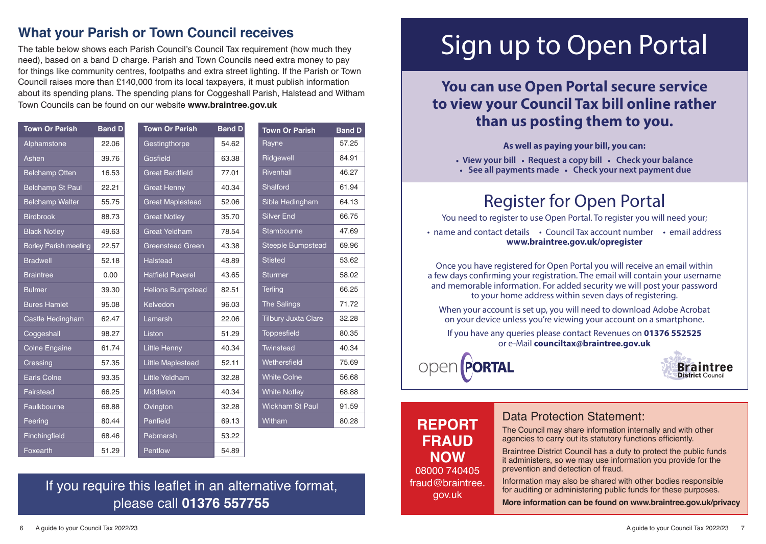## What your Parish or Town Council receives

The table below shows each Parish Council's Council Tax requirement (how much they need), based on a band D charge. Parish and Town Councils need extra money to pay for things like community centres, footpaths and extra street lighting. If the Parish or Town Council raises more than £140,000 from its local taxpayers, it must publish information about its spending plans. The spending plans for Coggeshall Parish, Halstead and Witham Town Councils can be found on our website **www.braintree.gov.uk**

| Town Or Parish | Band D |
|---|---|
| Alphamstone | 22.06 |
| Ashen | 39.76 |
| Belchamp Otten | 16.53 |
| Belchamp St Paul | 22.21 |
| Belchamp Walter | 55.75 |
| Birdbrook | 88.73 |
| Black Notley | 49.63 |
| Borley Parish meeting | 22.57 |
| Bradwell | 52.18 |
| Braintree | 0.00 |
| Bulmer | 39.30 |
| Bures Hamlet | 95.08 |
| Castle Hedingham | 62.47 |
| Coggeshall | 98.27 |
| Colne Engaine | 61.74 |
| Cressing | 57.35 |
| Earls Colne | 93.35 |
| Fairstead | 66.25 |
| Faulkbourne | 68.88 |
| Feering | 80.44 |
| Finchingfield | 68.46 |
| Foxearth | 51.29 |

| Town Or Parish | Band D |
|---|---|
| Gestingthorpe | 54.62 |
| Gosfield | 63.38 |
| Great Bardfield | 77.01 |
| Great Henny | 40.34 |
| Great Maplestead | 52.06 |
| Great Notley | 35.70 |
| Great Yeldham | 78.54 |
| Greenstead Green | 43.38 |
| Halstead | 48.89 |
| Hatfield Peverel | 43.65 |
| Helions Bumpstead | 82.51 |
| Kelvedon | 96.03 |
| Lamarsh | 22.06 |
| Liston | 51.29 |
| Little Henny | 40.34 |
| Little Maplestead | 52.11 |
| Little Yeldham | 32.28 |
| Middleton | 40.34 |
| Ovington | 32.28 |
| Panfield | 69.13 |
| Pebmarsh | 53.22 |
| Pentlow | 54.89 |

| Town Or Parish | Band D |
|---|---|
| Rayne | 57.25 |
| Ridgewell | 84.91 |
| Rivenhall | 46.27 |
| Shalford | 61.94 |
| Sible Hedingham | 64.13 |
| Silver End | 66.75 |
| Stambourne | 47.69 |
| Steeple Bumpstead | 69.96 |
| Stisted | 53.62 |
| Sturmer | 58.02 |
| Terling | 66.25 |
| The Salings | 71.72 |
| Tilbury Juxta Clare | 32.28 |
| Toppesfield | 80.35 |
| Twinstead | 40.34 |
| Wethersfield | 75.69 |
| White Colne | 56.68 |
| White Notley | 68.88 |
| Wickham St Paul | 91.59 |
| Witham | 80.28 |

If you require this leaflet in an alternative format, please call **01376 557755**

# Sign up to Open Portal

**You can use Open Portal secure service to view your Council Tax bill online rather than us posting them to you.**

**As well as paying your bill, you can:**

- **View your bill**
- **Request a copy bill**
- **Check your balance**
- **See all payments made**
- **Check your next payment due**

## Register for Open Portal

You need to register to use Open Portal. To register you will need your;

- name and contact details
- Council Tax account number
- email address

**www.braintree.gov.uk/opregister**

Once you have registered for Open Portal you will receive an email within a few days confirming your registration. The email will contain your username and memorable information. For added security we will post your password to your home address within seven days of registering.

When your account is set up, you will need to download Adobe Acrobat on your device unless you're viewing your account on a smartphone.

If you have any queries please contact Revenues on **01376 552525** or e-Mail **counciltax@braintree.gov.uk**

open PORTAL

Braintree District Council

**REPORT FRAUD NOW**
08000 740405
fraud@braintree.gov.uk

### Data Protection Statement:

The Council may share information internally and with other agencies to carry out its statutory functions efficiently.

Braintree District Council has a duty to protect the public funds it administers, so we may use information you provide for the prevention and detection of fraud.

Information may also be shared with other bodies responsible for auditing or administering public funds for these purposes.

**More information can be found on www.braintree.gov.uk/privacy**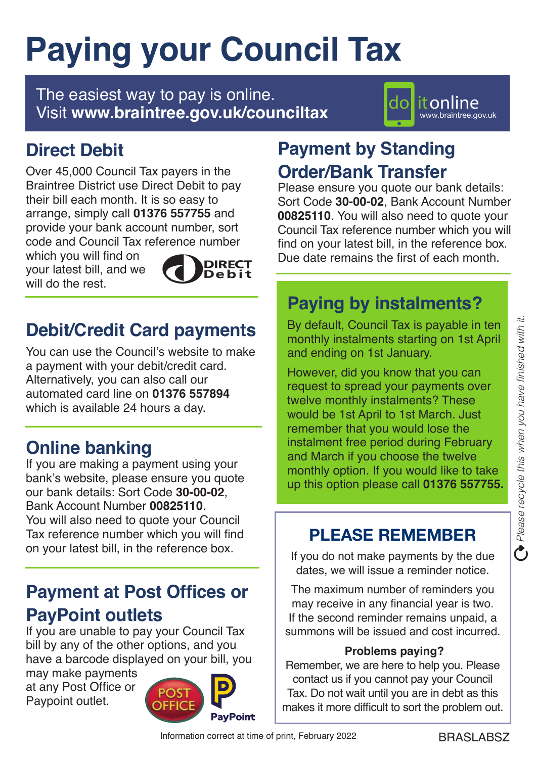# Paying your Council Tax

The easiest way to pay is online.
Visit **www.braintree.gov.uk/counciltax**

do it online
www.braintree.gov.uk

## Direct Debit

Over 45,000 Council Tax payers in the Braintree District use Direct Debit to pay their bill each month. It is so easy to arrange, simply call **01376 557755** and provide your bank account number, sort code and Council Tax reference number which you will find on your latest bill, and we will do the rest.

## Debit/Credit Card payments

You can use the Council's website to make a payment with your debit/credit card. Alternatively, you can also call our automated card line on **01376 557894** which is available 24 hours a day.

## Online banking

If you are making a payment using your bank's website, please ensure you quote our bank details: Sort Code **30-00-02**, Bank Account Number **00825110**. You will also need to quote your Council Tax reference number which you will find on your latest bill, in the reference box.

## Payment at Post Offices or PayPoint outlets

If you are unable to pay your Council Tax bill by any of the other options, and you have a barcode displayed on your bill, you may make payments at any Post Office or Paypoint outlet.

## Payment by Standing Order/Bank Transfer

Please ensure you quote our bank details: Sort Code **30-00-02**, Bank Account Number **00825110**. You will also need to quote your Council Tax reference number which you will find on your latest bill, in the reference box. Due date remains the first of each month.

## Paying by instalments?

By default, Council Tax is payable in ten monthly instalments starting on 1st April and ending on 1st January.

However, did you know that you can request to spread your payments over twelve monthly instalments? These would be 1st April to 1st March. Just remember that you would lose the instalment free period during February and March if you choose the twelve monthly option. If you would like to take up this option please call **01376 557755.**

## PLEASE REMEMBER

If you do not make payments by the due dates, we will issue a reminder notice.

The maximum number of reminders you may receive in any financial year is two. If the second reminder remains unpaid, a summons will be issued and cost incurred.

**Problems paying?**

Remember, we are here to help you. Please contact us if you cannot pay your Council Tax. Do not wait until you are in debt as this makes it more difficult to sort the problem out.

*Please recycle this when you have finished with it.*

Information correct at time of print, February 2022

BRASLABSZ